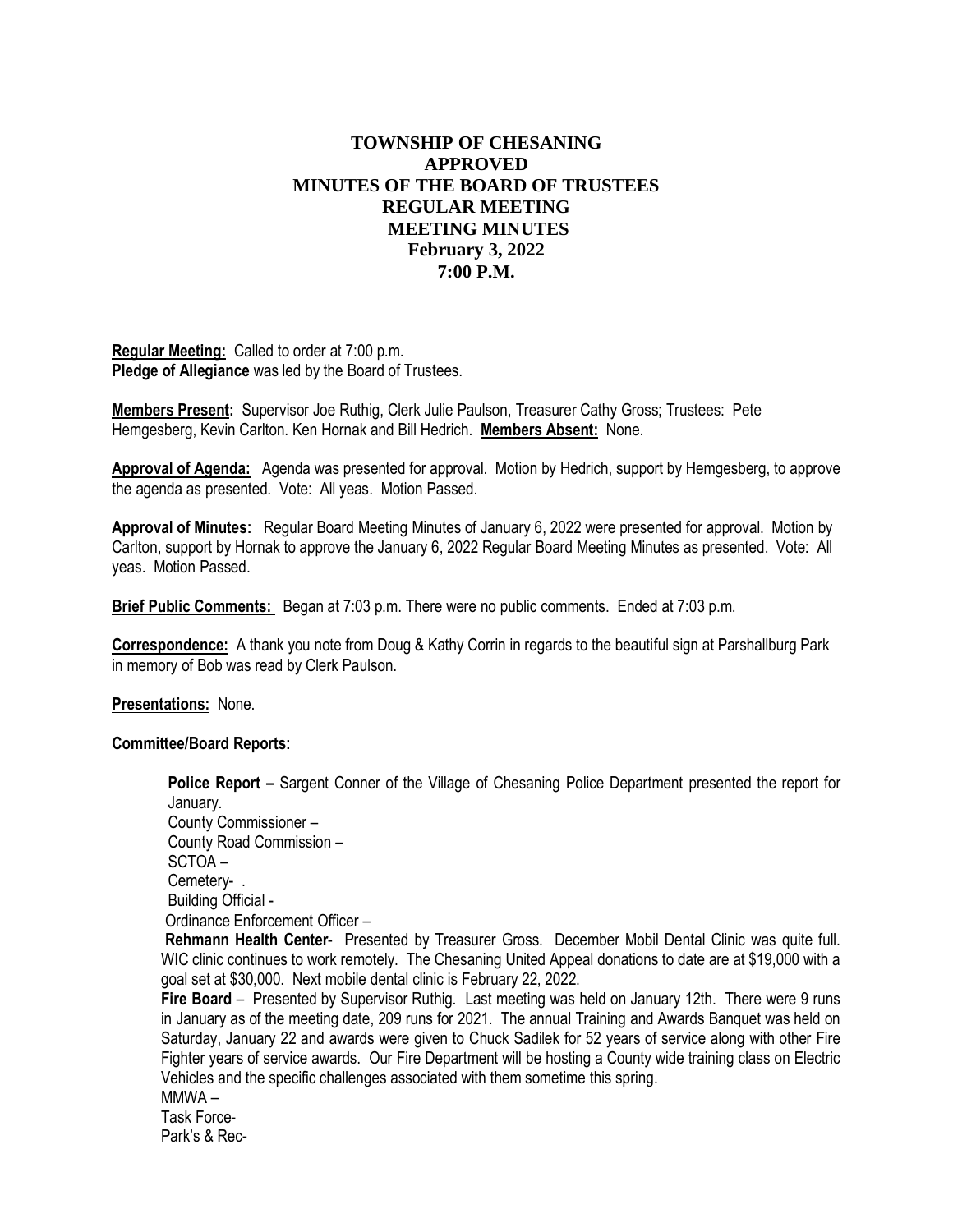# TOWNSHIP OF CHESANING
## APPROVED
## MINUTES OF THE BOARD OF TRUSTEES
## REGULAR MEETING
## MEETING MINUTES
## February 3, 2022
## 7:00 P.M.

**Regular Meeting:** Called to order at 7:00 p.m.
**Pledge of Allegiance** was led by the Board of Trustees.

**Members Present:** Supervisor Joe Ruthig, Clerk Julie Paulson, Treasurer Cathy Gross; Trustees: Pete Hemgesberg, Kevin Carlton. Ken Hornak and Bill Hedrich. **Members Absent:** None.

**Approval of Agenda:** Agenda was presented for approval. Motion by Hedrich, support by Hemgesberg, to approve the agenda as presented. Vote: All yeas. Motion Passed.

**Approval of Minutes:** Regular Board Meeting Minutes of January 6, 2022 were presented for approval. Motion by Carlton, support by Hornak to approve the January 6, 2022 Regular Board Meeting Minutes as presented. Vote: All yeas. Motion Passed.

**Brief Public Comments:** Began at 7:03 p.m. There were no public comments. Ended at 7:03 p.m.

**Correspondence:** A thank you note from Doug & Kathy Corrin in regards to the beautiful sign at Parshallburg Park in memory of Bob was read by Clerk Paulson.

**Presentations:** None.

**Committee/Board Reports:**

**Police Report –** Sargent Conner of the Village of Chesaning Police Department presented the report for January.
County Commissioner –
County Road Commission –
SCTOA –
Cemetery- .
Building Official -
Ordinance Enforcement Officer –
**Rehmann Health Center**- Presented by Treasurer Gross. December Mobil Dental Clinic was quite full. WIC clinic continues to work remotely. The Chesaning United Appeal donations to date are at $19,000 with a goal set at $30,000. Next mobile dental clinic is February 22, 2022.
**Fire Board** – Presented by Supervisor Ruthig. Last meeting was held on January 12th. There were 9 runs in January as of the meeting date, 209 runs for 2021. The annual Training and Awards Banquet was held on Saturday, January 22 and awards were given to Chuck Sadilek for 52 years of service along with other Fire Fighter years of service awards. Our Fire Department will be hosting a County wide training class on Electric Vehicles and the specific challenges associated with them sometime this spring.
MMWA –
Task Force-
Park's & Rec-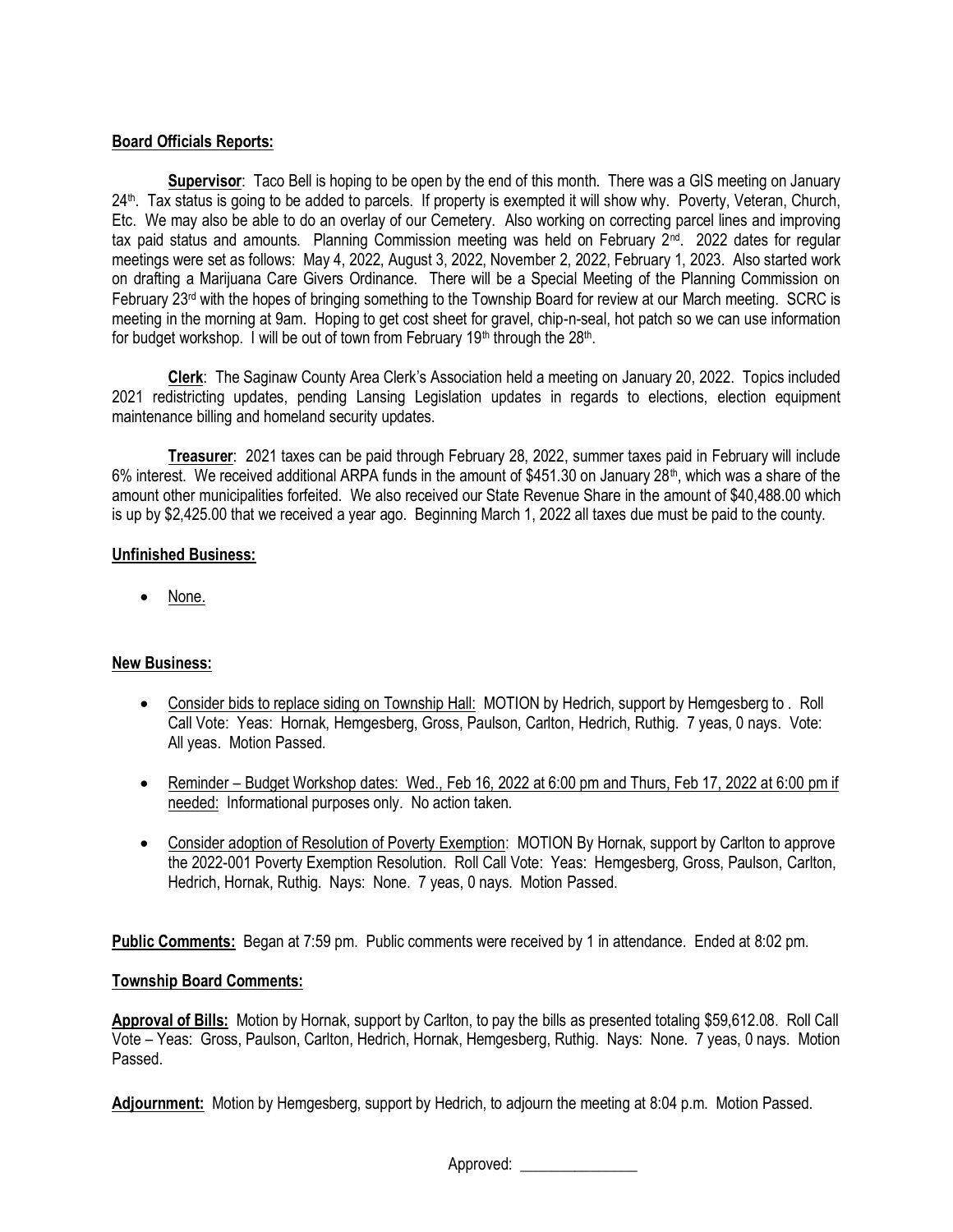**Board Officials Reports:**

**Supervisor**: Taco Bell is hoping to be open by the end of this month. There was a GIS meeting on January 24th. Tax status is going to be added to parcels. If property is exempted it will show why. Poverty, Veteran, Church, Etc. We may also be able to do an overlay of our Cemetery. Also working on correcting parcel lines and improving tax paid status and amounts. Planning Commission meeting was held on February 2nd. 2022 dates for regular meetings were set as follows: May 4, 2022, August 3, 2022, November 2, 2022, February 1, 2023. Also started work on drafting a Marijuana Care Givers Ordinance. There will be a Special Meeting of the Planning Commission on February 23rd with the hopes of bringing something to the Township Board for review at our March meeting. SCRC is meeting in the morning at 9am. Hoping to get cost sheet for gravel, chip-n-seal, hot patch so we can use information for budget workshop. I will be out of town from February 19th through the 28th.

**Clerk**: The Saginaw County Area Clerk's Association held a meeting on January 20, 2022. Topics included 2021 redistricting updates, pending Lansing Legislation updates in regards to elections, election equipment maintenance billing and homeland security updates.

**Treasurer**: 2021 taxes can be paid through February 28, 2022, summer taxes paid in February will include 6% interest. We received additional ARPA funds in the amount of $451.30 on January 28th, which was a share of the amount other municipalities forfeited. We also received our State Revenue Share in the amount of $40,488.00 which is up by $2,425.00 that we received a year ago. Beginning March 1, 2022 all taxes due must be paid to the county.

**Unfinished Business:**

- None.

**New Business:**

- Consider bids to replace siding on Township Hall: MOTION by Hedrich, support by Hemgesberg to . Roll Call Vote: Yeas: Hornak, Hemgesberg, Gross, Paulson, Carlton, Hedrich, Ruthig. 7 yeas, 0 nays. Vote: All yeas. Motion Passed.

- Reminder – Budget Workshop dates: Wed., Feb 16, 2022 at 6:00 pm and Thurs, Feb 17, 2022 at 6:00 pm if needed: Informational purposes only. No action taken.

- Consider adoption of Resolution of Poverty Exemption: MOTION By Hornak, support by Carlton to approve the 2022-001 Poverty Exemption Resolution. Roll Call Vote: Yeas: Hemgesberg, Gross, Paulson, Carlton, Hedrich, Hornak, Ruthig. Nays: None. 7 yeas, 0 nays. Motion Passed.

**Public Comments:** Began at 7:59 pm. Public comments were received by 1 in attendance. Ended at 8:02 pm.

**Township Board Comments:**

**Approval of Bills:** Motion by Hornak, support by Carlton, to pay the bills as presented totaling $59,612.08. Roll Call Vote – Yeas: Gross, Paulson, Carlton, Hedrich, Hornak, Hemgesberg, Ruthig. Nays: None. 7 yeas, 0 nays. Motion Passed.

**Adjournment:** Motion by Hemgesberg, support by Hedrich, to adjourn the meeting at 8:04 p.m. Motion Passed.

Approved: _______________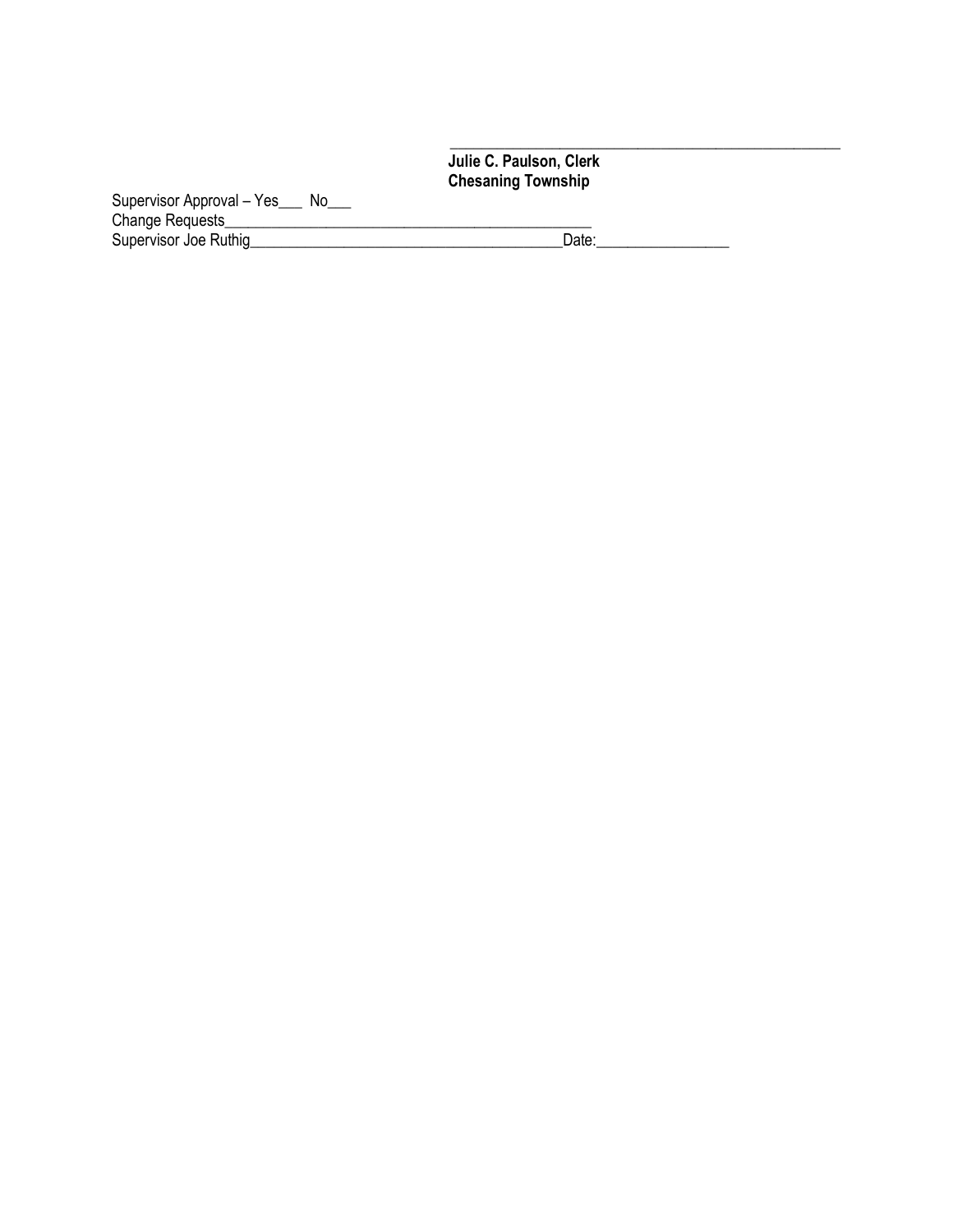\_\_\_\_\_\_\_\_\_\_\_\_\_\_\_\_\_\_\_\_\_\_\_\_\_\_\_\_\_\_\_\_\_\_\_\_\_\_\_\_\_\_\_\_\_\_\_\_

**Julie C. Paulson, Clerk**
**Chesaning Township**

Supervisor Approval – Yes___ No___
Change Requests_______________________________________________
Supervisor Joe Ruthig________________________________________Date:_________________